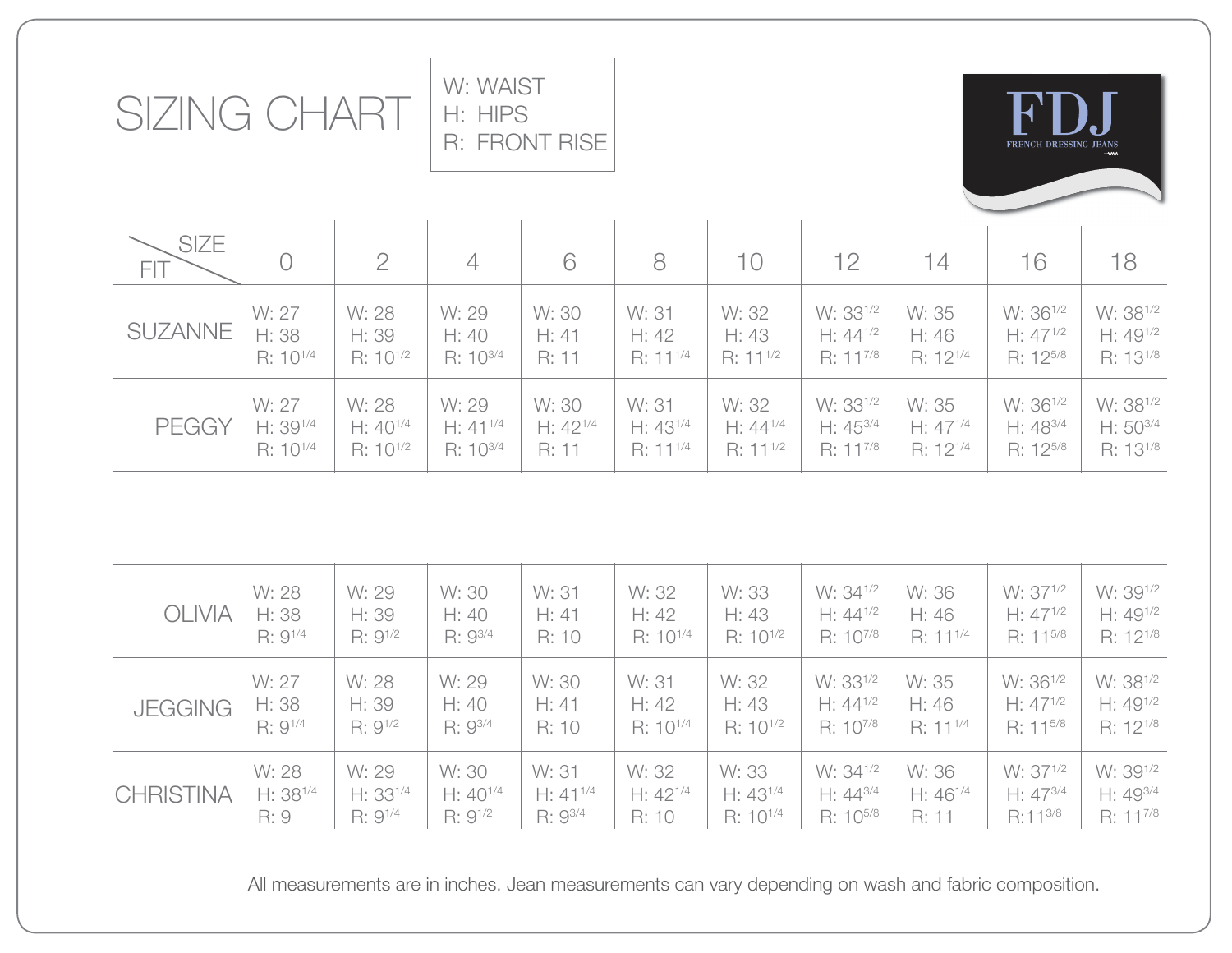# SIZING CHART

W: WAIST
H: HIPS
R: FRONT RISE

FDJ
FRENCH DRESSING JEANS

| FIT \ SIZE | 0 | 2 | 4 | 6 | 8 | 10 | 12 | 14 | 16 | 18 |
|---|---|---|---|---|---|---|---|---|---|---|
| SUZANNE | W: 27<br>H: 38<br>R: 10 1/4 | W: 28<br>H: 39<br>R: 10 1/2 | W: 29<br>H: 40<br>R: 10 3/4 | W: 30<br>H: 41<br>R: 11 | W: 31<br>H: 42<br>R: 11 1/4 | W: 32<br>H: 43<br>R: 11 1/2 | W: 33 1/2<br>H: 44 1/2<br>R: 11 7/8 | W: 35<br>H: 46<br>R: 12 1/4 | W: 36 1/2<br>H: 47 1/2<br>R: 12 5/8 | W: 38 1/2<br>H: 49 1/2<br>R: 13 1/8 |
| PEGGY | W: 27<br>H: 39 1/4<br>R: 10 1/4 | W: 28<br>H: 40 1/4<br>R: 10 1/2 | W: 29<br>H: 41 1/4<br>R: 10 3/4 | W: 30<br>H: 42 1/4<br>R: 11 | W: 31<br>H: 43 1/4<br>R: 11 1/4 | W: 32<br>H: 44 1/4<br>R: 11 1/2 | W: 33 1/2<br>H: 45 3/4<br>R: 11 7/8 | W: 35<br>H: 47 1/4<br>R: 12 1/4 | W: 36 1/2<br>H: 48 3/4<br>R: 12 5/8 | W: 38 1/2<br>H: 50 3/4<br>R: 13 1/8 |
| OLIVIA | W: 28<br>H: 38<br>R: 9 1/4 | W: 29<br>H: 39<br>R: 9 1/2 | W: 30<br>H: 40<br>R: 9 3/4 | W: 31<br>H: 41<br>R: 10 | W: 32<br>H: 42<br>R: 10 1/4 | W: 33<br>H: 43<br>R: 10 1/2 | W: 34 1/2<br>H: 44 1/2<br>R: 10 7/8 | W: 36<br>H: 46<br>R: 11 1/4 | W: 37 1/2<br>H: 47 1/2<br>R: 11 5/8 | W: 39 1/2<br>H: 49 1/2<br>R: 12 1/8 |
| JEGGING | W: 27<br>H: 38<br>R: 9 1/4 | W: 28<br>H: 39<br>R: 9 1/2 | W: 29<br>H: 40<br>R: 9 3/4 | W: 30<br>H: 41<br>R: 10 | W: 31<br>H: 42<br>R: 10 1/4 | W: 32<br>H: 43<br>R: 10 1/2 | W: 33 1/2<br>H: 44 1/2<br>R: 10 7/8 | W: 35<br>H: 46<br>R: 11 1/4 | W: 36 1/2<br>H: 47 1/2<br>R: 11 5/8 | W: 38 1/2<br>H: 49 1/2<br>R: 12 1/8 |
| CHRISTINA | W: 28<br>H: 38 1/4<br>R: 9 | W: 29<br>H: 33 1/4<br>R: 9 1/4 | W: 30<br>H: 40 1/4<br>R: 9 1/2 | W: 31<br>H: 41 1/4<br>R: 9 3/4 | W: 32<br>H: 42 1/4<br>R: 10 | W: 33<br>H: 43 1/4<br>R: 10 1/4 | W: 34 1/2<br>H: 44 3/4<br>R: 10 5/8 | W: 36<br>H: 46 1/4<br>R: 11 | W: 37 1/2<br>H: 47 3/4<br>R: 11 3/8 | W: 39 1/2<br>H: 49 3/4<br>R: 11 7/8 |

All measurements are in inches. Jean measurements can vary depending on wash and fabric composition.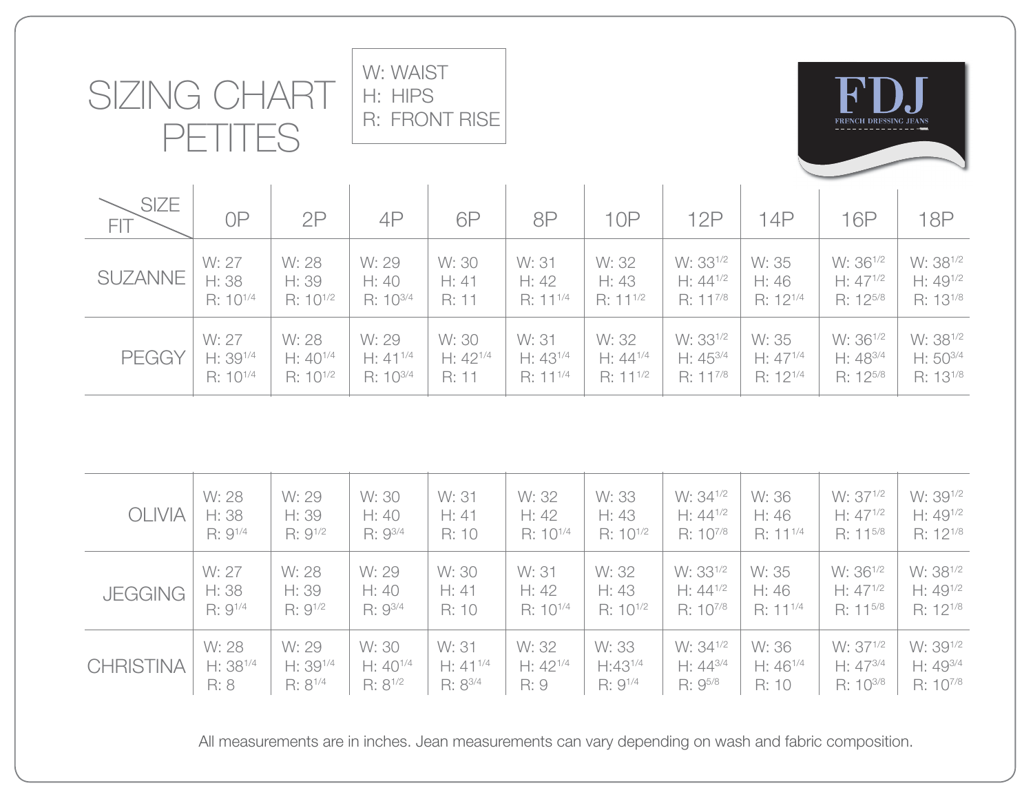# SIZING CHART PETITES

W: WAIST
H: HIPS
R: FRONT RISE

FDJ
FRENCH DRESSING JEANS

| FIT \ SIZE | 0P | 2P | 4P | 6P | 8P | 10P | 12P | 14P | 16P | 18P |
|---|---|---|---|---|---|---|---|---|---|---|
| SUZANNE | W: 27<br>H: 38<br>R: 10 1/4 | W: 28<br>H: 39<br>R: 10 1/2 | W: 29<br>H: 40<br>R: 10 3/4 | W: 30<br>H: 41<br>R: 11 | W: 31<br>H: 42<br>R: 11 1/4 | W: 32<br>H: 43<br>R: 11 1/2 | W: 33 1/2<br>H: 44 1/2<br>R: 11 7/8 | W: 35<br>H: 46<br>R: 12 1/4 | W: 36 1/2<br>H: 47 1/2<br>R: 12 5/8 | W: 38 1/2<br>H: 49 1/2<br>R: 13 1/8 |
| PEGGY | W: 27<br>H: 39 1/4<br>R: 10 1/4 | W: 28<br>H: 40 1/4<br>R: 10 1/2 | W: 29<br>H: 41 1/4<br>R: 10 3/4 | W: 30<br>H: 42 1/4<br>R: 11 | W: 31<br>H: 43 1/4<br>R: 11 1/4 | W: 32<br>H: 44 1/4<br>R: 11 1/2 | W: 33 1/2<br>H: 45 3/4<br>R: 11 7/8 | W: 35<br>H: 47 1/4<br>R: 12 1/4 | W: 36 1/2<br>H: 48 3/4<br>R: 12 5/8 | W: 38 1/2<br>H: 50 3/4<br>R: 13 1/8 |
| OLIVIA | W: 28<br>H: 38<br>R: 9 1/4 | W: 29<br>H: 39<br>R: 9 1/2 | W: 30<br>H: 40<br>R: 9 3/4 | W: 31<br>H: 41<br>R: 10 | W: 32<br>H: 42<br>R: 10 1/4 | W: 33<br>H: 43<br>R: 10 1/2 | W: 34 1/2<br>H: 44 1/2<br>R: 10 7/8 | W: 36<br>H: 46<br>R: 11 1/4 | W: 37 1/2<br>H: 47 1/2<br>R: 11 5/8 | W: 39 1/2<br>H: 49 1/2<br>R: 12 1/8 |
| JEGGING | W: 27<br>H: 38<br>R: 9 1/4 | W: 28<br>H: 39<br>R: 9 1/2 | W: 29<br>H: 40<br>R: 9 3/4 | W: 30<br>H: 41<br>R: 10 | W: 31<br>H: 42<br>R: 10 1/4 | W: 32<br>H: 43<br>R: 10 1/2 | W: 33 1/2<br>H: 44 1/2<br>R: 10 7/8 | W: 35<br>H: 46<br>R: 11 1/4 | W: 36 1/2<br>H: 47 1/2<br>R: 11 5/8 | W: 38 1/2<br>H: 49 1/2<br>R: 12 1/8 |
| CHRISTINA | W: 28<br>H: 38 1/4<br>R: 8 | W: 29<br>H: 39 1/4<br>R: 8 1/4 | W: 30<br>H: 40 1/4<br>R: 8 1/2 | W: 31<br>H: 41 1/4<br>R: 8 3/4 | W: 32<br>H: 42 1/4<br>R: 9 | W: 33<br>H:43 1/4<br>R: 9 1/4 | W: 34 1/2<br>H: 44 3/4<br>R: 9 5/8 | W: 36<br>H: 46 1/4<br>R: 10 | W: 37 1/2<br>H: 47 3/4<br>R: 10 3/8 | W: 39 1/2<br>H: 49 3/4<br>R: 10 7/8 |

All measurements are in inches. Jean measurements can vary depending on wash and fabric composition.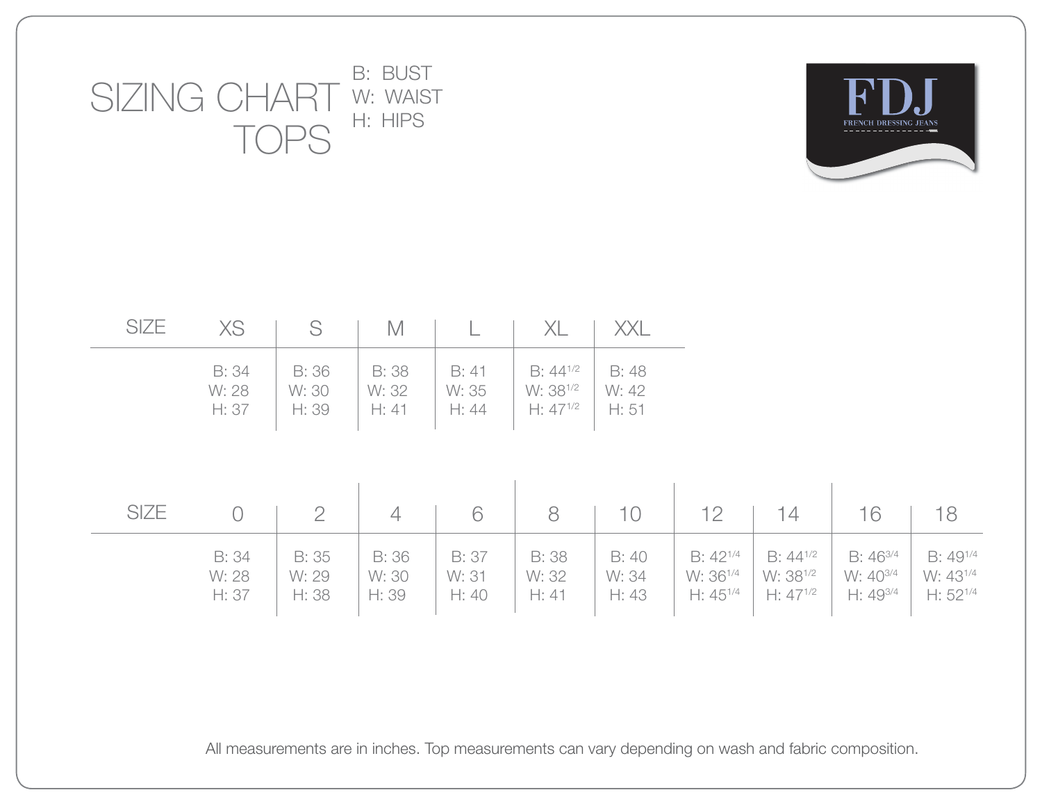# SIZING CHART TOPS

B: BUST
W: WAIST
H: HIPS

FDJ
FRENCH DRESSING JEANS

| SIZE | XS | S | M | L | XL | XXL |
|---|---|---|---|---|---|---|
| | B: 34<br>W: 28<br>H: 37 | B: 36<br>W: 30<br>H: 39 | B: 38<br>W: 32<br>H: 41 | B: 41<br>W: 35<br>H: 44 | B: 44 1/2<br>W: 38 1/2<br>H: 47 1/2 | B: 48<br>W: 42<br>H: 51 |

| SIZE | 0 | 2 | 4 | 6 | 8 | 10 | 12 | 14 | 16 | 18 |
|---|---|---|---|---|---|---|---|---|---|---|
| | B: 34<br>W: 28<br>H: 37 | B: 35<br>W: 29<br>H: 38 | B: 36<br>W: 30<br>H: 39 | B: 37<br>W: 31<br>H: 40 | B: 38<br>W: 32<br>H: 41 | B: 40<br>W: 34<br>H: 43 | B: 42 1/4<br>W: 36 1/4<br>H: 45 1/4 | B: 44 1/2<br>W: 38 1/2<br>H: 47 1/2 | B: 46 3/4<br>W: 40 3/4<br>H: 49 3/4 | B: 49 1/4<br>W: 43 1/4<br>H: 52 1/4 |

All measurements are in inches. Top measurements can vary depending on wash and fabric composition.